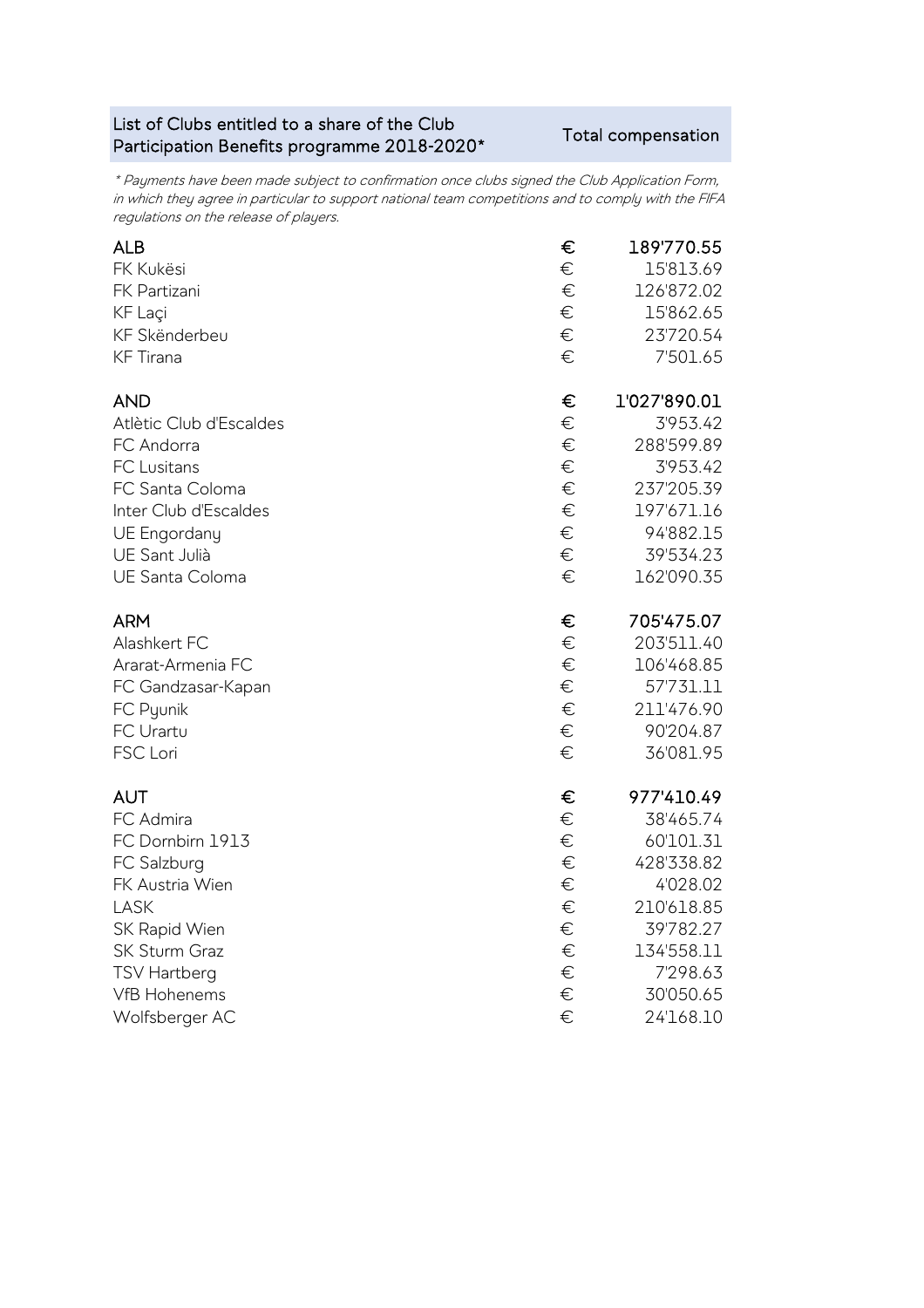| List of Clubs entitled to a share of the Club Participation Benefits programme 2018-2020* | | Total compensation |
|---|---|---|

*\* Payments have been made subject to confirmation once clubs signed the Club Application Form, in which they agree in particular to support national team competitions and to comply with the FIFA regulations on the release of players.*

| Club | | Total compensation |
|---|---|---|
| **ALB** | **€** | **189'770.55** |
| FK Kukësi | € | 15'813.69 |
| FK Partizani | € | 126'872.02 |
| KF Laçi | € | 15'862.65 |
| KF Skënderbeu | € | 23'720.54 |
| KF Tirana | € | 7'501.65 |
| | | |
| **AND** | **€** | **1'027'890.01** |
| Atlètic Club d'Escaldes | € | 3'953.42 |
| FC Andorra | € | 288'599.89 |
| FC Lusitans | € | 3'953.42 |
| FC Santa Coloma | € | 237'205.39 |
| Inter Club d'Escaldes | € | 197'671.16 |
| UE Engordany | € | 94'882.15 |
| UE Sant Julià | € | 39'534.23 |
| UE Santa Coloma | € | 162'090.35 |
| | | |
| **ARM** | **€** | **705'475.07** |
| Alashkert FC | € | 203'511.40 |
| Ararat-Armenia FC | € | 106'468.85 |
| FC Gandzasar-Kapan | € | 57'731.11 |
| FC Pyunik | € | 211'476.90 |
| FC Urartu | € | 90'204.87 |
| FSC Lori | € | 36'081.95 |
| | | |
| **AUT** | **€** | **977'410.49** |
| FC Admira | € | 38'465.74 |
| FC Dornbirn 1913 | € | 60'101.31 |
| FC Salzburg | € | 428'338.82 |
| FK Austria Wien | € | 4'028.02 |
| LASK | € | 210'618.85 |
| SK Rapid Wien | € | 39'782.27 |
| SK Sturm Graz | € | 134'558.11 |
| TSV Hartberg | € | 7'298.63 |
| VfB Hohenems | € | 30'050.65 |
| Wolfsberger AC | € | 24'168.10 |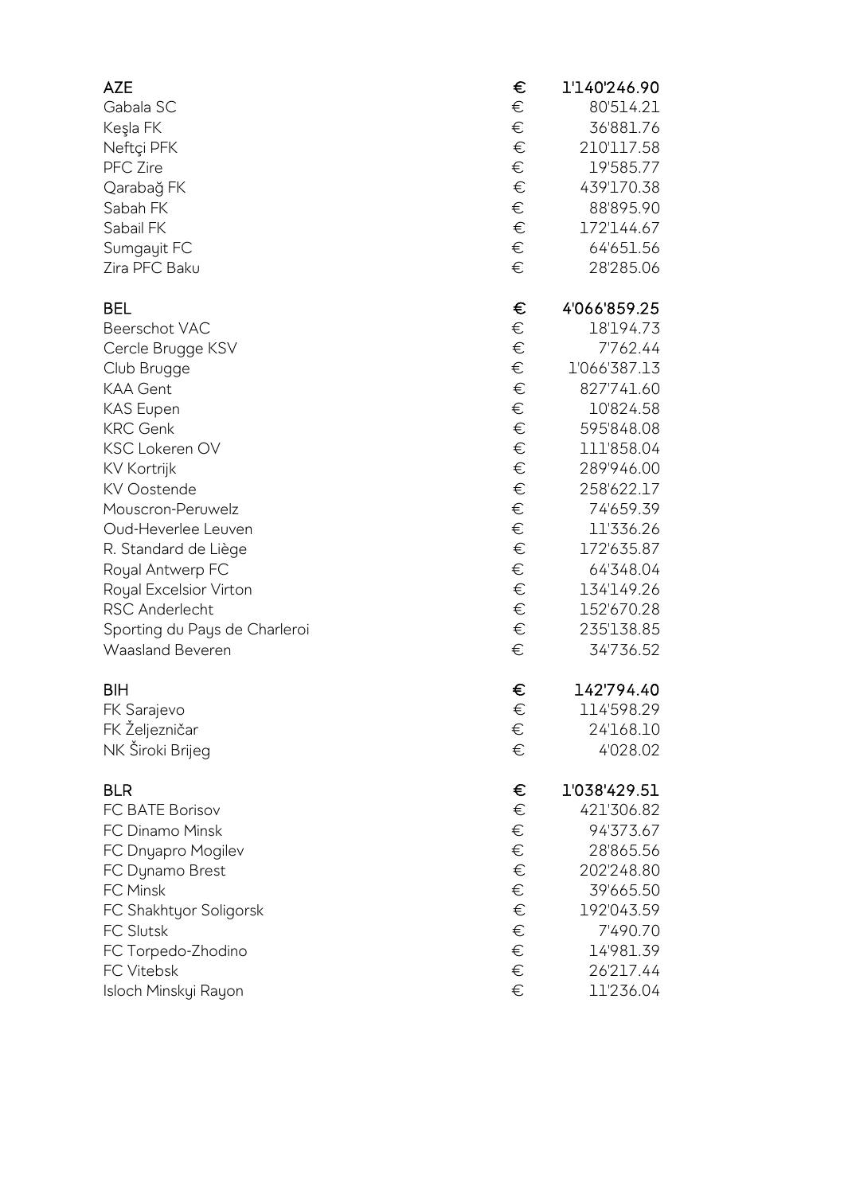| | | |
|---|---|---|
| **AZE** | **€** | **1'140'246.90** |
| Gabala SC | € | 80'514.21 |
| Keşla FK | € | 36'881.76 |
| Neftçi PFK | € | 210'117.58 |
| PFC Zire | € | 19'585.77 |
| Qarabağ FK | € | 439'170.38 |
| Sabah FK | € | 88'895.90 |
| Sabail FK | € | 172'144.67 |
| Sumgayit FC | € | 64'651.56 |
| Zira PFC Baku | € | 28'285.06 |
| | | |
| **BEL** | **€** | **4'066'859.25** |
| Beerschot VAC | € | 18'194.73 |
| Cercle Brugge KSV | € | 7'762.44 |
| Club Brugge | € | 1'066'387.13 |
| KAA Gent | € | 827'741.60 |
| KAS Eupen | € | 10'824.58 |
| KRC Genk | € | 595'848.08 |
| KSC Lokeren OV | € | 111'858.04 |
| KV Kortrijk | € | 289'946.00 |
| KV Oostende | € | 258'622.17 |
| Mouscron-Peruwelz | € | 74'659.39 |
| Oud-Heverlee Leuven | € | 11'336.26 |
| R. Standard de Liège | € | 172'635.87 |
| Royal Antwerp FC | € | 64'348.04 |
| Royal Excelsior Virton | € | 134'149.26 |
| RSC Anderlecht | € | 152'670.28 |
| Sporting du Pays de Charleroi | € | 235'138.85 |
| Waasland Beveren | € | 34'736.52 |
| | | |
| **BIH** | **€** | **142'794.40** |
| FK Sarajevo | € | 114'598.29 |
| FK Željezničar | € | 24'168.10 |
| NK Široki Brijeg | € | 4'028.02 |
| | | |
| **BLR** | **€** | **1'038'429.51** |
| FC BATE Borisov | € | 421'306.82 |
| FC Dinamo Minsk | € | 94'373.67 |
| FC Dnyapro Mogilev | € | 28'865.56 |
| FC Dynamo Brest | € | 202'248.80 |
| FC Minsk | € | 39'665.50 |
| FC Shakhtyor Soligorsk | € | 192'043.59 |
| FC Slutsk | € | 7'490.70 |
| FC Torpedo-Zhodino | € | 14'981.39 |
| FC Vitebsk | € | 26'217.44 |
| Isloch Minskyi Rayon | € | 11'236.04 |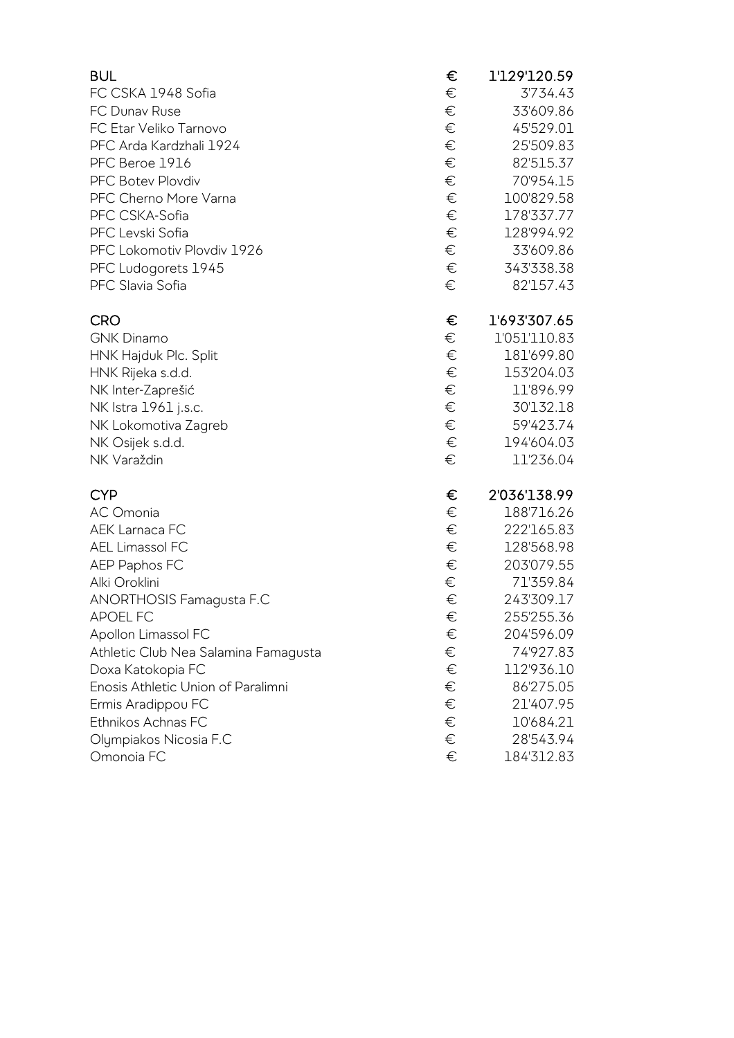| | | |
|---|---|---|
| **BUL** | **€** | **1'129'120.59** |
| FC CSKA 1948 Sofia | € | 3'734.43 |
| FC Dunav Ruse | € | 33'609.86 |
| FC Etar Veliko Tarnovo | € | 45'529.01 |
| PFC Arda Kardzhali 1924 | € | 25'509.83 |
| PFC Beroe 1916 | € | 82'515.37 |
| PFC Botev Plovdiv | € | 70'954.15 |
| PFC Cherno More Varna | € | 100'829.58 |
| PFC CSKA-Sofia | € | 178'337.77 |
| PFC Levski Sofia | € | 128'994.92 |
| PFC Lokomotiv Plovdiv 1926 | € | 33'609.86 |
| PFC Ludogorets 1945 | € | 343'338.38 |
| PFC Slavia Sofia | € | 82'157.43 |
| | | |
| **CRO** | **€** | **1'693'307.65** |
| GNK Dinamo | € | 1'051'110.83 |
| HNK Hajduk Plc. Split | € | 181'699.80 |
| HNK Rijeka s.d.d. | € | 153'204.03 |
| NK Inter-Zaprešić | € | 11'896.99 |
| NK Istra 1961 j.s.c. | € | 30'132.18 |
| NK Lokomotiva Zagreb | € | 59'423.74 |
| NK Osijek s.d.d. | € | 194'604.03 |
| NK Varaždin | € | 11'236.04 |
| | | |
| **CYP** | **€** | **2'036'138.99** |
| AC Omonia | € | 188'716.26 |
| AEK Larnaca FC | € | 222'165.83 |
| AEL Limassol FC | € | 128'568.98 |
| AEP Paphos FC | € | 203'079.55 |
| Alki Oroklini | € | 71'359.84 |
| ANORTHOSIS Famagusta F.C | € | 243'309.17 |
| APOEL FC | € | 255'255.36 |
| Apollon Limassol FC | € | 204'596.09 |
| Athletic Club Nea Salamina Famagusta | € | 74'927.83 |
| Doxa Katokopia FC | € | 112'936.10 |
| Enosis Athletic Union of Paralimni | € | 86'275.05 |
| Ermis Aradippou FC | € | 21'407.95 |
| Ethnikos Achnas FC | € | 10'684.21 |
| Olympiakos Nicosia F.C | € | 28'543.94 |
| Omonoia FC | € | 184'312.83 |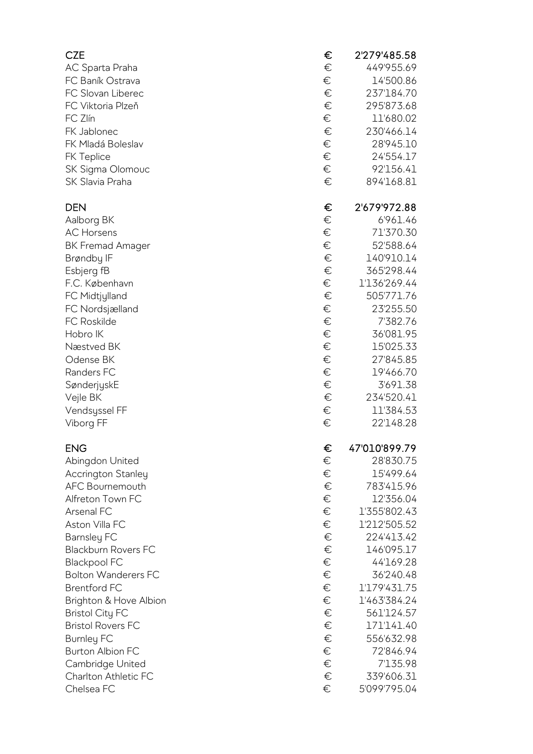| | | |
|---|---|---|
| **CZE** | **€** | **2'279'485.58** |
| AC Sparta Praha | € | 449'955.69 |
| FC Baník Ostrava | € | 14'500.86 |
| FC Slovan Liberec | € | 237'184.70 |
| FC Viktoria Plzeň | € | 295'873.68 |
| FC Zlín | € | 11'680.02 |
| FK Jablonec | € | 230'466.14 |
| FK Mladá Boleslav | € | 28'945.10 |
| FK Teplice | € | 24'554.17 |
| SK Sigma Olomouc | € | 92'156.41 |
| SK Slavia Praha | € | 894'168.81 |
| | | |
| **DEN** | **€** | **2'679'972.88** |
| Aalborg BK | € | 6'961.46 |
| AC Horsens | € | 71'370.30 |
| BK Fremad Amager | € | 52'588.64 |
| Brøndby IF | € | 140'910.14 |
| Esbjerg fB | € | 365'298.44 |
| F.C. København | € | 1'136'269.44 |
| FC Midtjylland | € | 505'771.76 |
| FC Nordsjælland | € | 23'255.50 |
| FC Roskilde | € | 7'382.76 |
| Hobro IK | € | 36'081.95 |
| Næstved BK | € | 15'025.33 |
| Odense BK | € | 27'845.85 |
| Randers FC | € | 19'466.70 |
| SønderjyskE | € | 3'691.38 |
| Vejle BK | € | 234'520.41 |
| Vendsyssel FF | € | 11'384.53 |
| Viborg FF | € | 22'148.28 |
| | | |
| **ENG** | **€** | **47'010'899.79** |
| Abingdon United | € | 28'830.75 |
| Accrington Stanley | € | 15'499.64 |
| AFC Bournemouth | € | 783'415.96 |
| Alfreton Town FC | € | 12'356.04 |
| Arsenal FC | € | 1'355'802.43 |
| Aston Villa FC | € | 1'212'505.52 |
| Barnsley FC | € | 224'413.42 |
| Blackburn Rovers FC | € | 146'095.17 |
| Blackpool FC | € | 44'169.28 |
| Bolton Wanderers FC | € | 36'240.48 |
| Brentford FC | € | 1'179'431.75 |
| Brighton & Hove Albion | € | 1'463'384.24 |
| Bristol City FC | € | 561'124.57 |
| Bristol Rovers FC | € | 171'141.40 |
| Burnley FC | € | 556'632.98 |
| Burton Albion FC | € | 72'846.94 |
| Cambridge United | € | 7'135.98 |
| Charlton Athletic FC | € | 339'606.31 |
| Chelsea FC | € | 5'099'795.04 |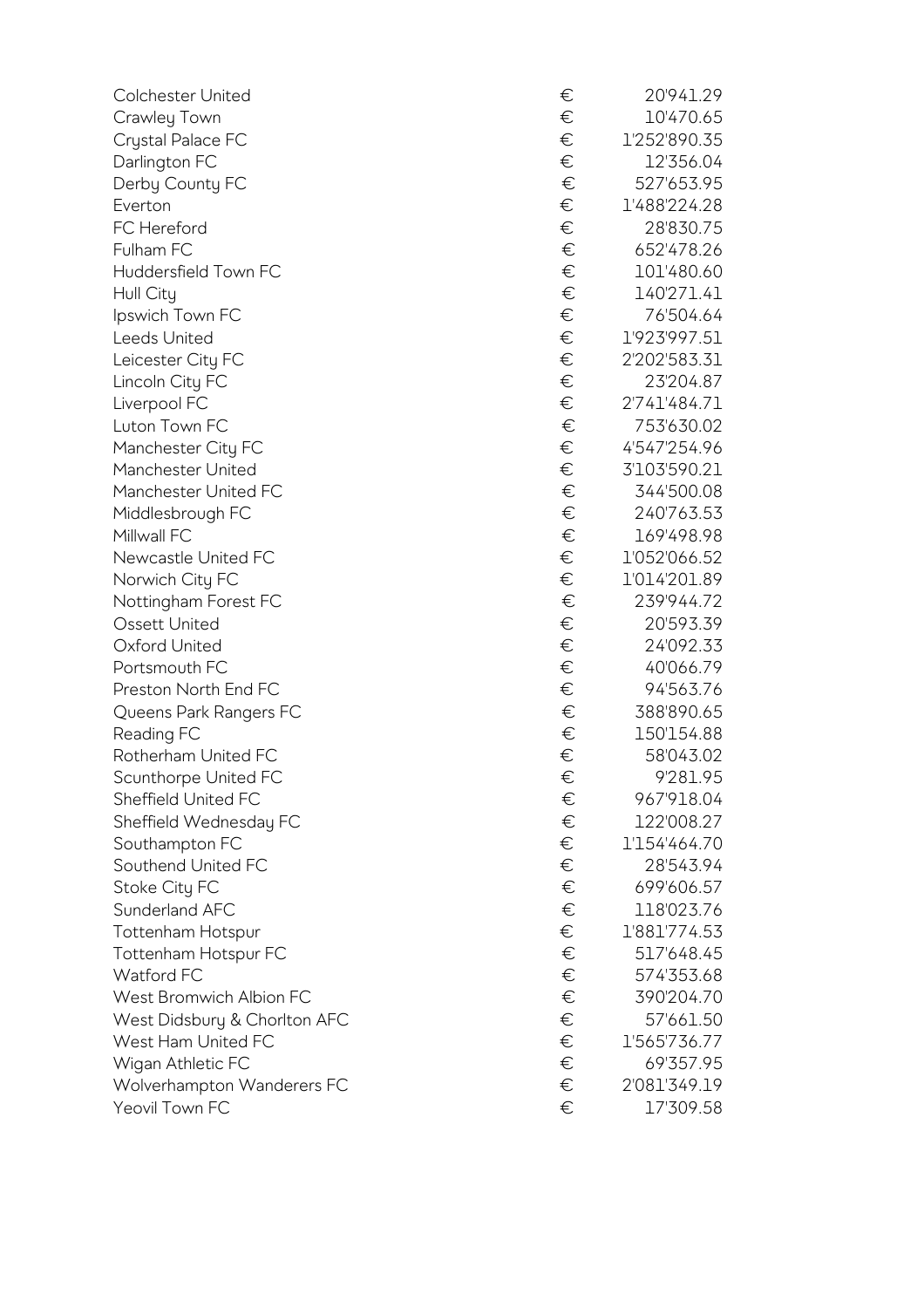| | | |
|---|---|---|
| Colchester United | € | 20'941.29 |
| Crawley Town | € | 10'470.65 |
| Crystal Palace FC | € | 1'252'890.35 |
| Darlington FC | € | 12'356.04 |
| Derby County FC | € | 527'653.95 |
| Everton | € | 1'488'224.28 |
| FC Hereford | € | 28'830.75 |
| Fulham FC | € | 652'478.26 |
| Huddersfield Town FC | € | 101'480.60 |
| Hull City | € | 140'271.41 |
| Ipswich Town FC | € | 76'504.64 |
| Leeds United | € | 1'923'997.51 |
| Leicester City FC | € | 2'202'583.31 |
| Lincoln City FC | € | 23'204.87 |
| Liverpool FC | € | 2'741'484.71 |
| Luton Town FC | € | 753'630.02 |
| Manchester City FC | € | 4'547'254.96 |
| Manchester United | € | 3'103'590.21 |
| Manchester United FC | € | 344'500.08 |
| Middlesbrough FC | € | 240'763.53 |
| Millwall FC | € | 169'498.98 |
| Newcastle United FC | € | 1'052'066.52 |
| Norwich City FC | € | 1'014'201.89 |
| Nottingham Forest FC | € | 239'944.72 |
| Ossett United | € | 20'593.39 |
| Oxford United | € | 24'092.33 |
| Portsmouth FC | € | 40'066.79 |
| Preston North End FC | € | 94'563.76 |
| Queens Park Rangers FC | € | 388'890.65 |
| Reading FC | € | 150'154.88 |
| Rotherham United FC | € | 58'043.02 |
| Scunthorpe United FC | € | 9'281.95 |
| Sheffield United FC | € | 967'918.04 |
| Sheffield Wednesday FC | € | 122'008.27 |
| Southampton FC | € | 1'154'464.70 |
| Southend United FC | € | 28'543.94 |
| Stoke City FC | € | 699'606.57 |
| Sunderland AFC | € | 118'023.76 |
| Tottenham Hotspur | € | 1'881'774.53 |
| Tottenham Hotspur FC | € | 517'648.45 |
| Watford FC | € | 574'353.68 |
| West Bromwich Albion FC | € | 390'204.70 |
| West Didsbury & Chorlton AFC | € | 57'661.50 |
| West Ham United FC | € | 1'565'736.77 |
| Wigan Athletic FC | € | 69'357.95 |
| Wolverhampton Wanderers FC | € | 2'081'349.19 |
| Yeovil Town FC | € | 17'309.58 |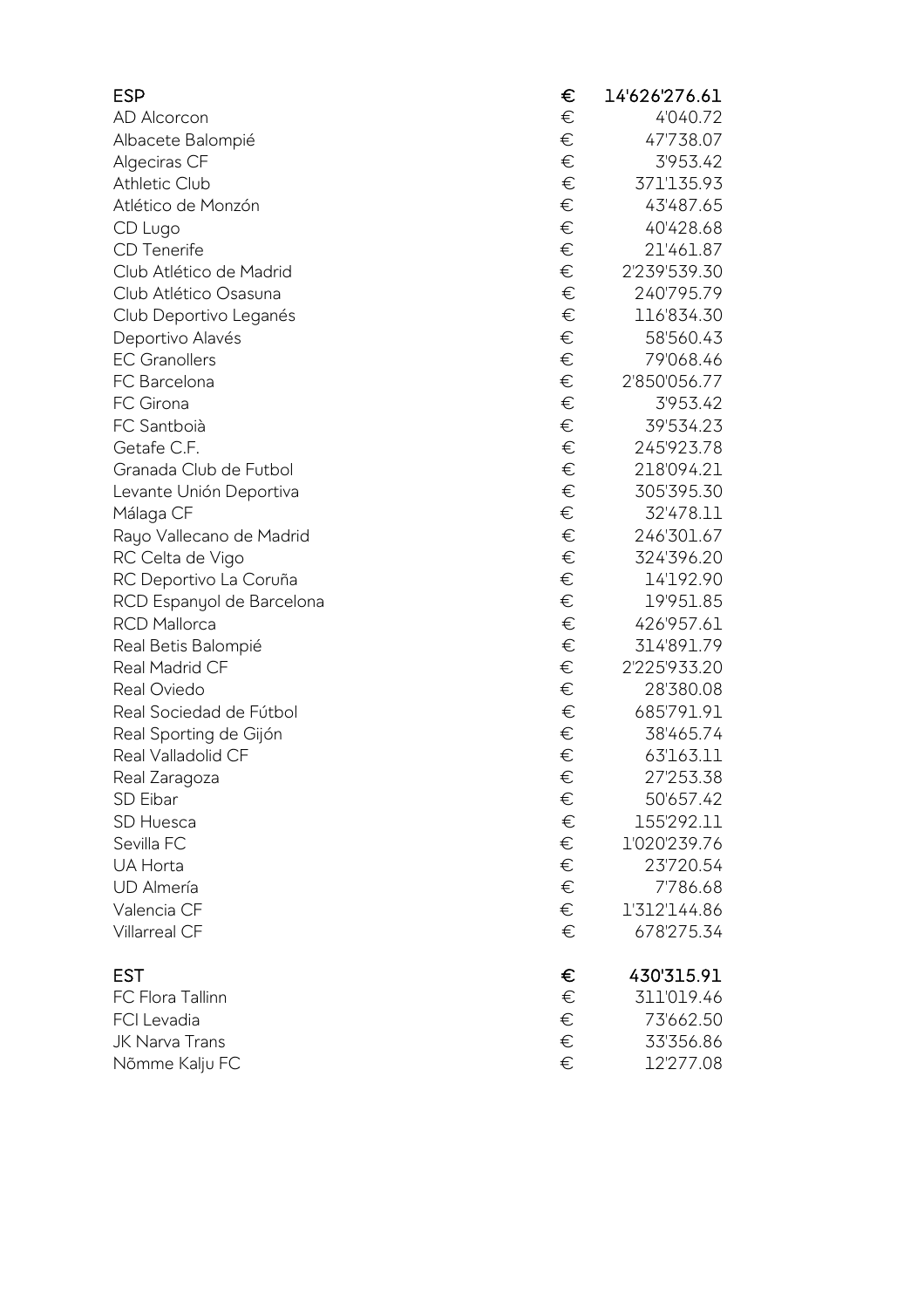| | | |
|---|---|---|
| **ESP** | **€** | **14'626'276.61** |
| AD Alcorcon | € | 4'040.72 |
| Albacete Balompié | € | 47'738.07 |
| Algeciras CF | € | 3'953.42 |
| Athletic Club | € | 371'135.93 |
| Atlético de Monzón | € | 43'487.65 |
| CD Lugo | € | 40'428.68 |
| CD Tenerife | € | 21'461.87 |
| Club Atlético de Madrid | € | 2'239'539.30 |
| Club Atlético Osasuna | € | 240'795.79 |
| Club Deportivo Leganés | € | 116'834.30 |
| Deportivo Alavés | € | 58'560.43 |
| EC Granollers | € | 79'068.46 |
| FC Barcelona | € | 2'850'056.77 |
| FC Girona | € | 3'953.42 |
| FC Santboià | € | 39'534.23 |
| Getafe C.F. | € | 245'923.78 |
| Granada Club de Futbol | € | 218'094.21 |
| Levante Unión Deportiva | € | 305'395.30 |
| Málaga CF | € | 32'478.11 |
| Rayo Vallecano de Madrid | € | 246'301.67 |
| RC Celta de Vigo | € | 324'396.20 |
| RC Deportivo La Coruña | € | 14'192.90 |
| RCD Espanyol de Barcelona | € | 19'951.85 |
| RCD Mallorca | € | 426'957.61 |
| Real Betis Balompié | € | 314'891.79 |
| Real Madrid CF | € | 2'225'933.20 |
| Real Oviedo | € | 28'380.08 |
| Real Sociedad de Fútbol | € | 685'791.91 |
| Real Sporting de Gijón | € | 38'465.74 |
| Real Valladolid CF | € | 63'163.11 |
| Real Zaragoza | € | 27'253.38 |
| SD Eibar | € | 50'657.42 |
| SD Huesca | € | 155'292.11 |
| Sevilla FC | € | 1'020'239.76 |
| UA Horta | € | 23'720.54 |
| UD Almería | € | 7'786.68 |
| Valencia CF | € | 1'312'144.86 |
| Villarreal CF | € | 678'275.34 |
| | | |
| **EST** | **€** | **430'315.91** |
| FC Flora Tallinn | € | 311'019.46 |
| FCI Levadia | € | 73'662.50 |
| JK Narva Trans | € | 33'356.86 |
| Nõmme Kalju FC | € | 12'277.08 |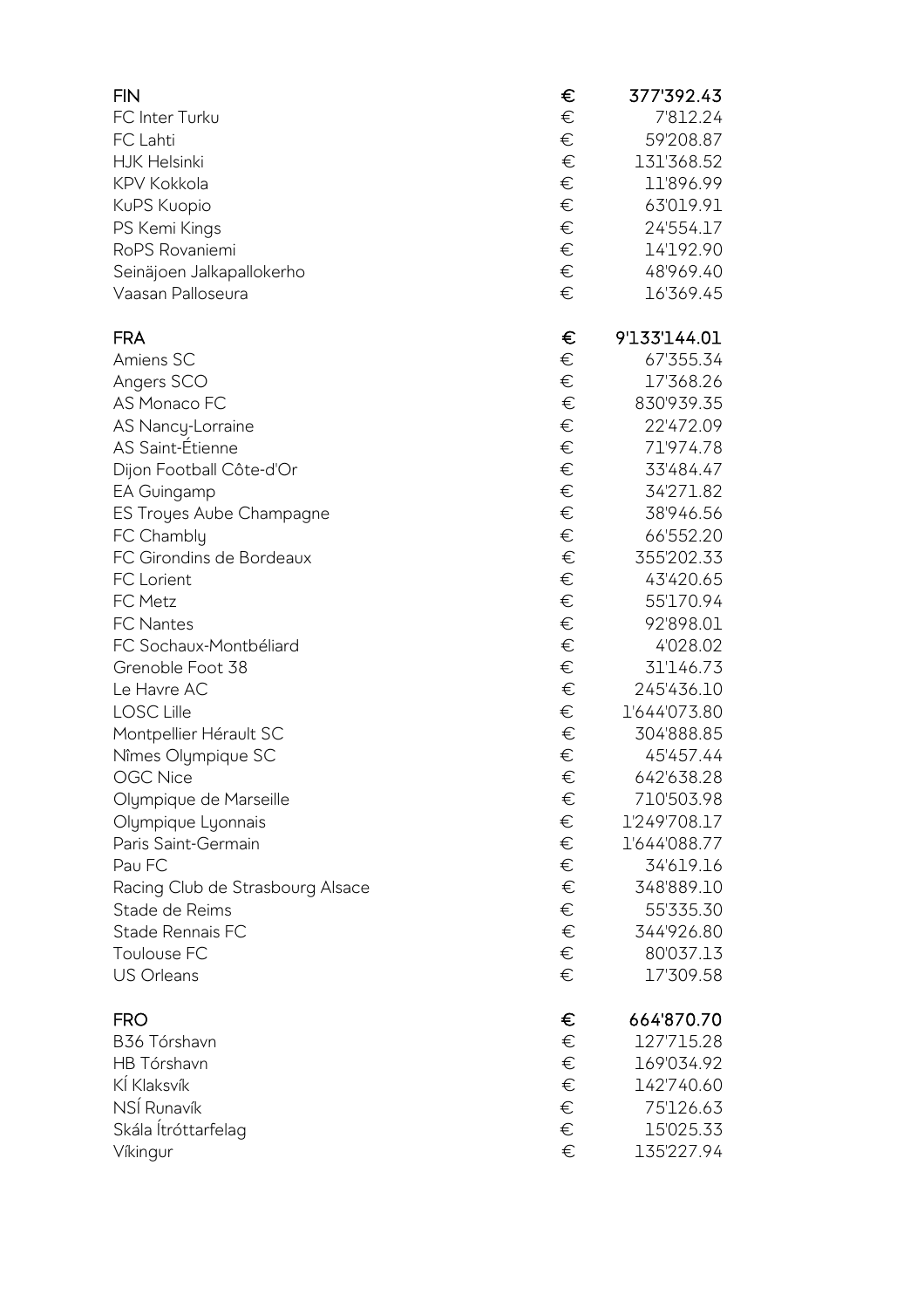| | | |
|---|---|---|
| **FIN** | **€** | **377'392.43** |
| FC Inter Turku | € | 7'812.24 |
| FC Lahti | € | 59'208.87 |
| HJK Helsinki | € | 131'368.52 |
| KPV Kokkola | € | 11'896.99 |
| KuPS Kuopio | € | 63'019.91 |
| PS Kemi Kings | € | 24'554.17 |
| RoPS Rovaniemi | € | 14'192.90 |
| Seinäjoen Jalkapallokerho | € | 48'969.40 |
| Vaasan Palloseura | € | 16'369.45 |
| | | |
| **FRA** | **€** | **9'133'144.01** |
| Amiens SC | € | 67'355.34 |
| Angers SCO | € | 17'368.26 |
| AS Monaco FC | € | 830'939.35 |
| AS Nancy-Lorraine | € | 22'472.09 |
| AS Saint-Étienne | € | 71'974.78 |
| Dijon Football Côte-d'Or | € | 33'484.47 |
| EA Guingamp | € | 34'271.82 |
| ES Troyes Aube Champagne | € | 38'946.56 |
| FC Chambly | € | 66'552.20 |
| FC Girondins de Bordeaux | € | 355'202.33 |
| FC Lorient | € | 43'420.65 |
| FC Metz | € | 55'170.94 |
| FC Nantes | € | 92'898.01 |
| FC Sochaux-Montbéliard | € | 4'028.02 |
| Grenoble Foot 38 | € | 31'146.73 |
| Le Havre AC | € | 245'436.10 |
| LOSC Lille | € | 1'644'073.80 |
| Montpellier Hérault SC | € | 304'888.85 |
| Nîmes Olympique SC | € | 45'457.44 |
| OGC Nice | € | 642'638.28 |
| Olympique de Marseille | € | 710'503.98 |
| Olympique Lyonnais | € | 1'249'708.17 |
| Paris Saint-Germain | € | 1'644'088.77 |
| Pau FC | € | 34'619.16 |
| Racing Club de Strasbourg Alsace | € | 348'889.10 |
| Stade de Reims | € | 55'335.30 |
| Stade Rennais FC | € | 344'926.80 |
| Toulouse FC | € | 80'037.13 |
| US Orleans | € | 17'309.58 |
| | | |
| **FRO** | **€** | **664'870.70** |
| B36 Tórshavn | € | 127'715.28 |
| HB Tórshavn | € | 169'034.92 |
| KÍ Klaksvík | € | 142'740.60 |
| NSÍ Runavík | € | 75'126.63 |
| Skála Ítróttarfelag | € | 15'025.33 |
| Víkingur | € | 135'227.94 |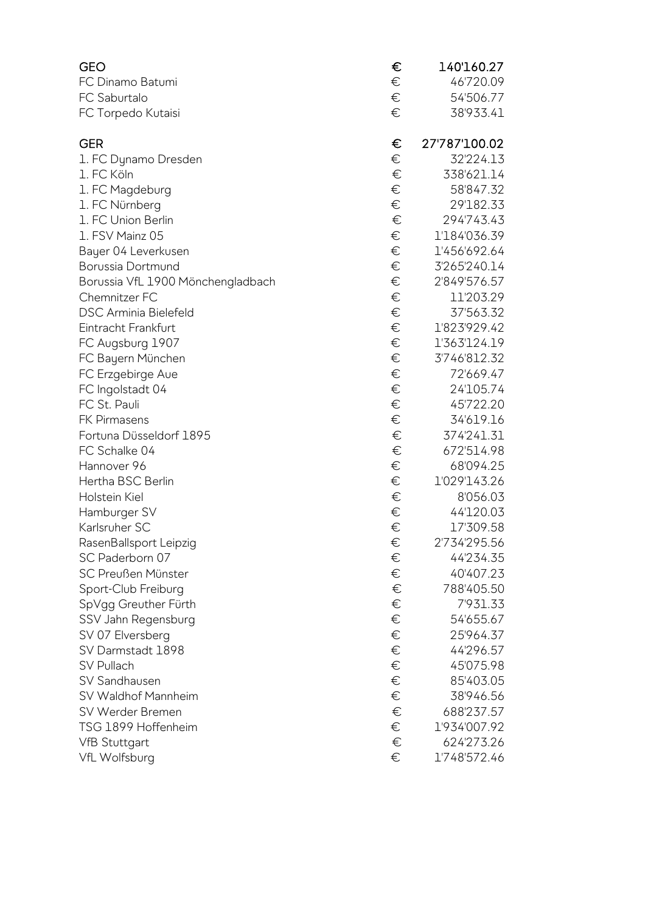| GEO | € | 140'160.27 |
| --- | --- | --- |
| FC Dinamo Batumi | € | 46'720.09 |
| FC Saburtalo | € | 54'506.77 |
| FC Torpedo Kutaisi | € | 38'933.41 |

| GER | € | 27'787'100.02 |
| --- | --- | --- |
| 1. FC Dynamo Dresden | € | 32'224.13 |
| 1. FC Köln | € | 338'621.14 |
| 1. FC Magdeburg | € | 58'847.32 |
| 1. FC Nürnberg | € | 29'182.33 |
| 1. FC Union Berlin | € | 294'743.43 |
| 1. FSV Mainz 05 | € | 1'184'036.39 |
| Bayer 04 Leverkusen | € | 1'456'692.64 |
| Borussia Dortmund | € | 3'265'240.14 |
| Borussia VfL 1900 Mönchengladbach | € | 2'849'576.57 |
| Chemnitzer FC | € | 11'203.29 |
| DSC Arminia Bielefeld | € | 37'563.32 |
| Eintracht Frankfurt | € | 1'823'929.42 |
| FC Augsburg 1907 | € | 1'363'124.19 |
| FC Bayern München | € | 3'746'812.32 |
| FC Erzgebirge Aue | € | 72'669.47 |
| FC Ingolstadt 04 | € | 24'105.74 |
| FC St. Pauli | € | 45'722.20 |
| FK Pirmasens | € | 34'619.16 |
| Fortuna Düsseldorf 1895 | € | 374'241.31 |
| FC Schalke 04 | € | 672'514.98 |
| Hannover 96 | € | 68'094.25 |
| Hertha BSC Berlin | € | 1'029'143.26 |
| Holstein Kiel | € | 8'056.03 |
| Hamburger SV | € | 44'120.03 |
| Karlsruher SC | € | 17'309.58 |
| RasenBallsport Leipzig | € | 2'734'295.56 |
| SC Paderborn 07 | € | 44'234.35 |
| SC Preußen Münster | € | 40'407.23 |
| Sport-Club Freiburg | € | 788'405.50 |
| SpVgg Greuther Fürth | € | 7'931.33 |
| SSV Jahn Regensburg | € | 54'655.67 |
| SV 07 Elversberg | € | 25'964.37 |
| SV Darmstadt 1898 | € | 44'296.57 |
| SV Pullach | € | 45'075.98 |
| SV Sandhausen | € | 85'403.05 |
| SV Waldhof Mannheim | € | 38'946.56 |
| SV Werder Bremen | € | 688'237.57 |
| TSG 1899 Hoffenheim | € | 1'934'007.92 |
| VfB Stuttgart | € | 624'273.26 |
| VfL Wolfsburg | € | 1'748'572.46 |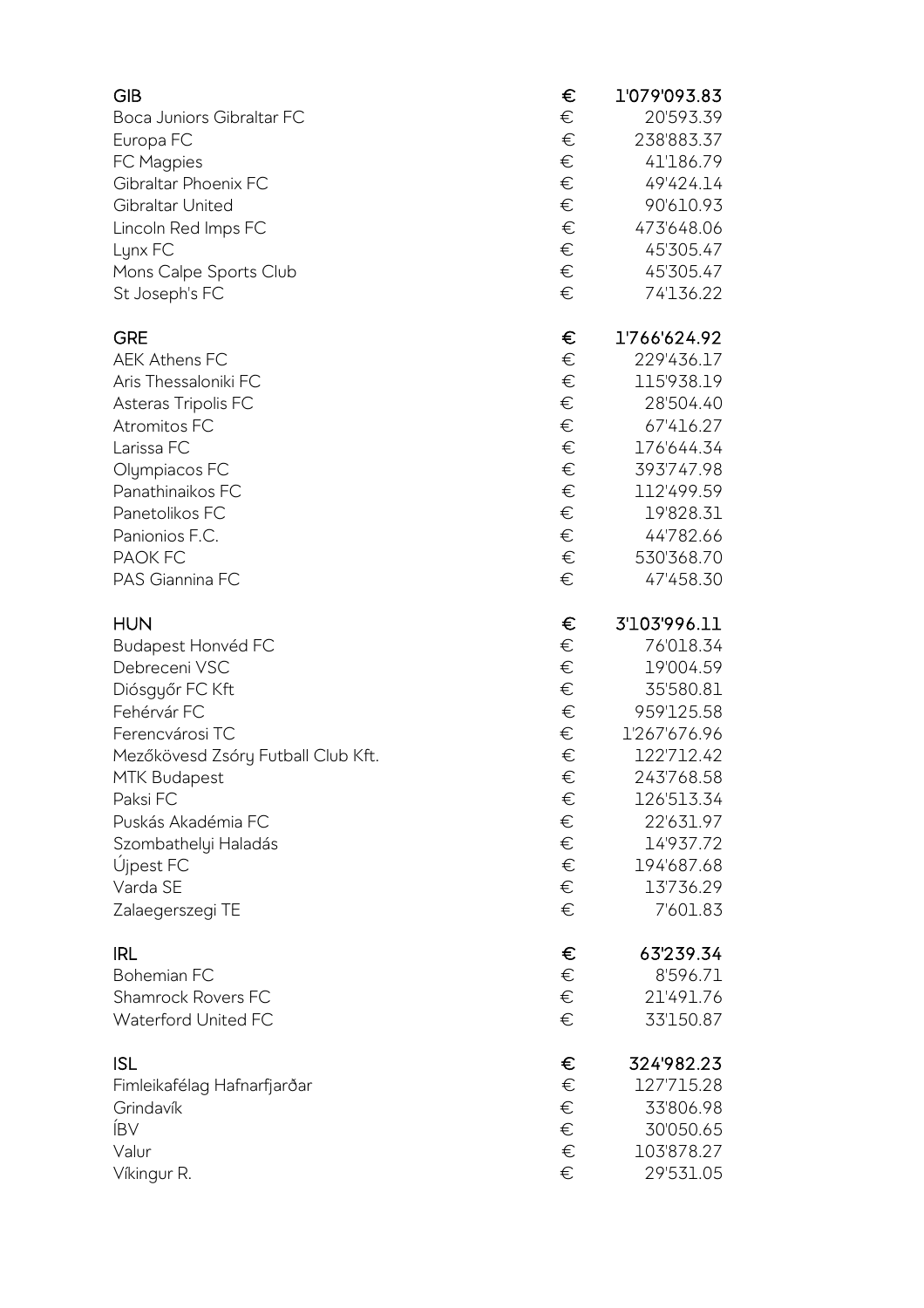| | | |
|---|---|---|
| **GIB** | **€** | **1'079'093.83** |
| Boca Juniors Gibraltar FC | € | 20'593.39 |
| Europa FC | € | 238'883.37 |
| FC Magpies | € | 41'186.79 |
| Gibraltar Phoenix FC | € | 49'424.14 |
| Gibraltar United | € | 90'610.93 |
| Lincoln Red Imps FC | € | 473'648.06 |
| Lynx FC | € | 45'305.47 |
| Mons Calpe Sports Club | € | 45'305.47 |
| St Joseph's FC | € | 74'136.22 |
| | | |
| **GRE** | **€** | **1'766'624.92** |
| AEK Athens FC | € | 229'436.17 |
| Aris Thessaloniki FC | € | 115'938.19 |
| Asteras Tripolis FC | € | 28'504.40 |
| Atromitos FC | € | 67'416.27 |
| Larissa FC | € | 176'644.34 |
| Olympiacos FC | € | 393'747.98 |
| Panathinaikos FC | € | 112'499.59 |
| Panetolikos FC | € | 19'828.31 |
| Panionios F.C. | € | 44'782.66 |
| PAOK FC | € | 530'368.70 |
| PAS Giannina FC | € | 47'458.30 |
| | | |
| **HUN** | **€** | **3'103'996.11** |
| Budapest Honvéd FC | € | 76'018.34 |
| Debreceni VSC | € | 19'004.59 |
| Diósgyőr FC Kft | € | 35'580.81 |
| Fehérvár FC | € | 959'125.58 |
| Ferencvárosi TC | € | 1'267'676.96 |
| Mezőkövesd Zsóry Futball Club Kft. | € | 122'712.42 |
| MTK Budapest | € | 243'768.58 |
| Paksi FC | € | 126'513.34 |
| Puskás Akadémia FC | € | 22'631.97 |
| Szombathelyi Haladás | € | 14'937.72 |
| Újpest FC | € | 194'687.68 |
| Varda SE | € | 13'736.29 |
| Zalaegerszegi TE | € | 7'601.83 |
| | | |
| **IRL** | **€** | **63'239.34** |
| Bohemian FC | € | 8'596.71 |
| Shamrock Rovers FC | € | 21'491.76 |
| Waterford United FC | € | 33'150.87 |
| | | |
| **ISL** | **€** | **324'982.23** |
| Fimleikafélag Hafnarfjarðar | € | 127'715.28 |
| Grindavík | € | 33'806.98 |
| ÍBV | € | 30'050.65 |
| Valur | € | 103'878.27 |
| Víkingur R. | € | 29'531.05 |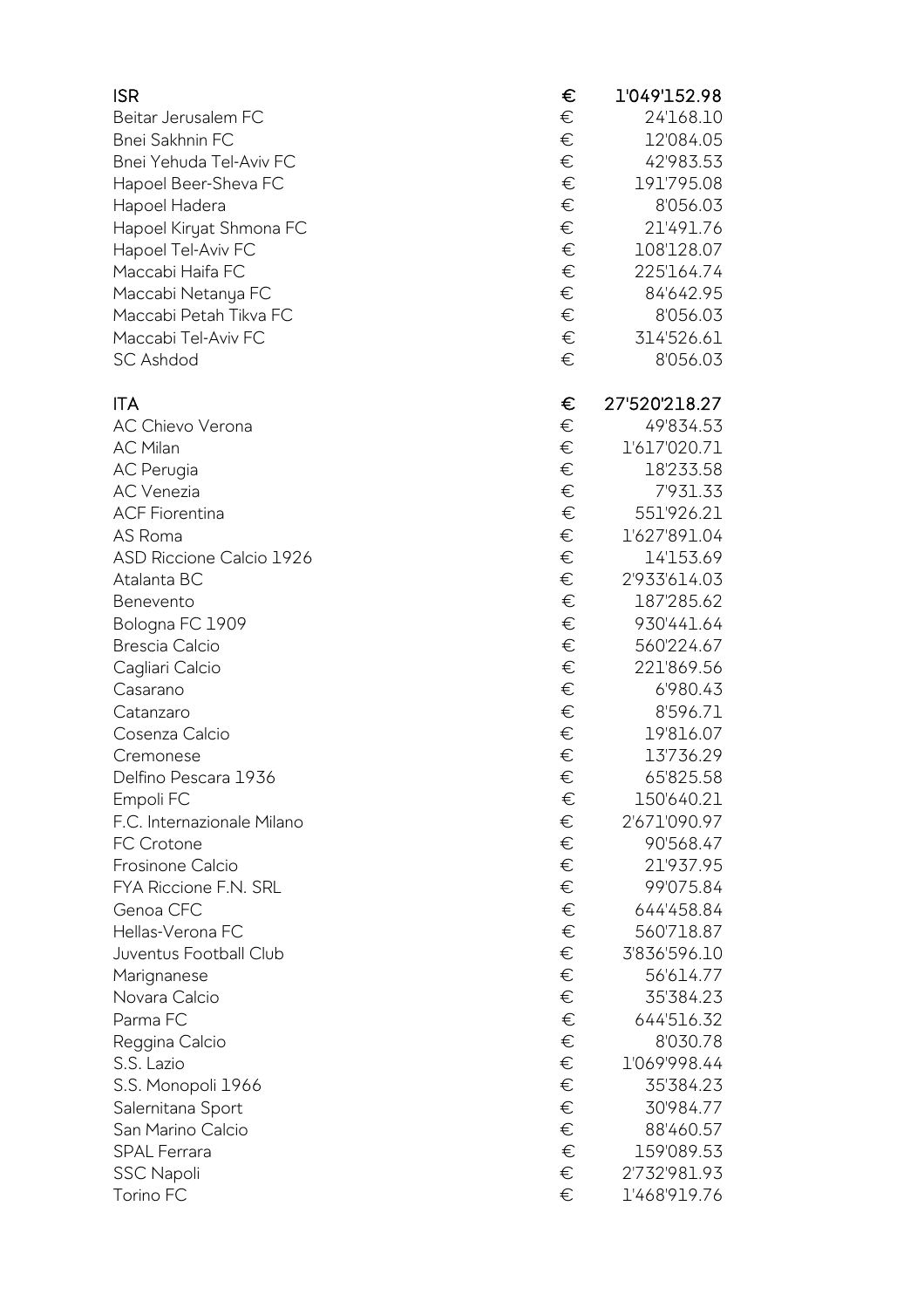| | | |
|---|---|---|
| **ISR** | **€** | **1'049'152.98** |
| Beitar Jerusalem FC | € | 24'168.10 |
| Bnei Sakhnin FC | € | 12'084.05 |
| Bnei Yehuda Tel-Aviv FC | € | 42'983.53 |
| Hapoel Beer-Sheva FC | € | 191'795.08 |
| Hapoel Hadera | € | 8'056.03 |
| Hapoel Kiryat Shmona FC | € | 21'491.76 |
| Hapoel Tel-Aviv FC | € | 108'128.07 |
| Maccabi Haifa FC | € | 225'164.74 |
| Maccabi Netanya FC | € | 84'642.95 |
| Maccabi Petah Tikva FC | € | 8'056.03 |
| Maccabi Tel-Aviv FC | € | 314'526.61 |
| SC Ashdod | € | 8'056.03 |
| | | |
| **ITA** | **€** | **27'520'218.27** |
| AC Chievo Verona | € | 49'834.53 |
| AC Milan | € | 1'617'020.71 |
| AC Perugia | € | 18'233.58 |
| AC Venezia | € | 7'931.33 |
| ACF Fiorentina | € | 551'926.21 |
| AS Roma | € | 1'627'891.04 |
| ASD Riccione Calcio 1926 | € | 14'153.69 |
| Atalanta BC | € | 2'933'614.03 |
| Benevento | € | 187'285.62 |
| Bologna FC 1909 | € | 930'441.64 |
| Brescia Calcio | € | 560'224.67 |
| Cagliari Calcio | € | 221'869.56 |
| Casarano | € | 6'980.43 |
| Catanzaro | € | 8'596.71 |
| Cosenza Calcio | € | 19'816.07 |
| Cremonese | € | 13'736.29 |
| Delfino Pescara 1936 | € | 65'825.58 |
| Empoli FC | € | 150'640.21 |
| F.C. Internazionale Milano | € | 2'671'090.97 |
| FC Crotone | € | 90'568.47 |
| Frosinone Calcio | € | 21'937.95 |
| FYA Riccione F.N. SRL | € | 99'075.84 |
| Genoa CFC | € | 644'458.84 |
| Hellas-Verona FC | € | 560'718.87 |
| Juventus Football Club | € | 3'836'596.10 |
| Marignanese | € | 56'614.77 |
| Novara Calcio | € | 35'384.23 |
| Parma FC | € | 644'516.32 |
| Reggina Calcio | € | 8'030.78 |
| S.S. Lazio | € | 1'069'998.44 |
| S.S. Monopoli 1966 | € | 35'384.23 |
| Salernitana Sport | € | 30'984.77 |
| San Marino Calcio | € | 88'460.57 |
| SPAL Ferrara | € | 159'089.53 |
| SSC Napoli | € | 2'732'981.93 |
| Torino FC | € | 1'468'919.76 |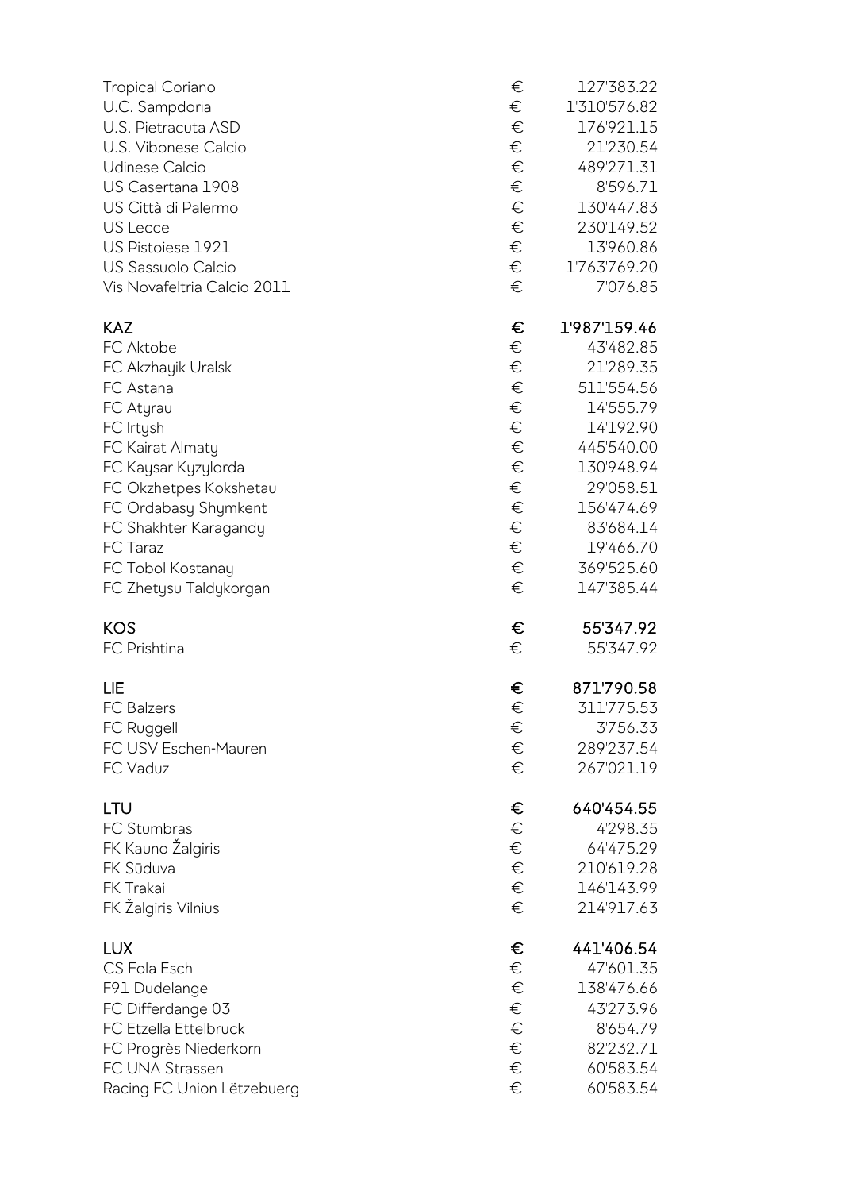| | | |
|---|---|---|
| Tropical Coriano | € | 127'383.22 |
| U.C. Sampdoria | € | 1'310'576.82 |
| U.S. Pietracuta ASD | € | 176'921.15 |
| U.S. Vibonese Calcio | € | 21'230.54 |
| Udinese Calcio | € | 489'271.31 |
| US Casertana 1908 | € | 8'596.71 |
| US Città di Palermo | € | 130'447.83 |
| US Lecce | € | 230'149.52 |
| US Pistoiese 1921 | € | 13'960.86 |
| US Sassuolo Calcio | € | 1'763'769.20 |
| Vis Novafeltria Calcio 2011 | € | 7'076.85 |
| | | |
| **KAZ** | **€** | **1'987'159.46** |
| FC Aktobe | € | 43'482.85 |
| FC Akzhayik Uralsk | € | 21'289.35 |
| FC Astana | € | 511'554.56 |
| FC Atyrau | € | 14'555.79 |
| FC Irtysh | € | 14'192.90 |
| FC Kairat Almaty | € | 445'540.00 |
| FC Kaysar Kyzylorda | € | 130'948.94 |
| FC Okzhetpes Kokshetau | € | 29'058.51 |
| FC Ordabasy Shymkent | € | 156'474.69 |
| FC Shakhter Karagandy | € | 83'684.14 |
| FC Taraz | € | 19'466.70 |
| FC Tobol Kostanay | € | 369'525.60 |
| FC Zhetysu Taldykorgan | € | 147'385.44 |
| | | |
| **KOS** | **€** | **55'347.92** |
| FC Prishtina | € | 55'347.92 |
| | | |
| **LIE** | **€** | **871'790.58** |
| FC Balzers | € | 311'775.53 |
| FC Ruggell | € | 3'756.33 |
| FC USV Eschen-Mauren | € | 289'237.54 |
| FC Vaduz | € | 267'021.19 |
| | | |
| **LTU** | **€** | **640'454.55** |
| FC Stumbras | € | 4'298.35 |
| FK Kauno Žalgiris | € | 64'475.29 |
| FK Sūduva | € | 210'619.28 |
| FK Trakai | € | 146'143.99 |
| FK Žalgiris Vilnius | € | 214'917.63 |
| | | |
| **LUX** | **€** | **441'406.54** |
| CS Fola Esch | € | 47'601.35 |
| F91 Dudelange | € | 138'476.66 |
| FC Differdange 03 | € | 43'273.96 |
| FC Etzella Ettelbruck | € | 8'654.79 |
| FC Progrès Niederkorn | € | 82'232.71 |
| FC UNA Strassen | € | 60'583.54 |
| Racing FC Union Lëtzebuerg | € | 60'583.54 |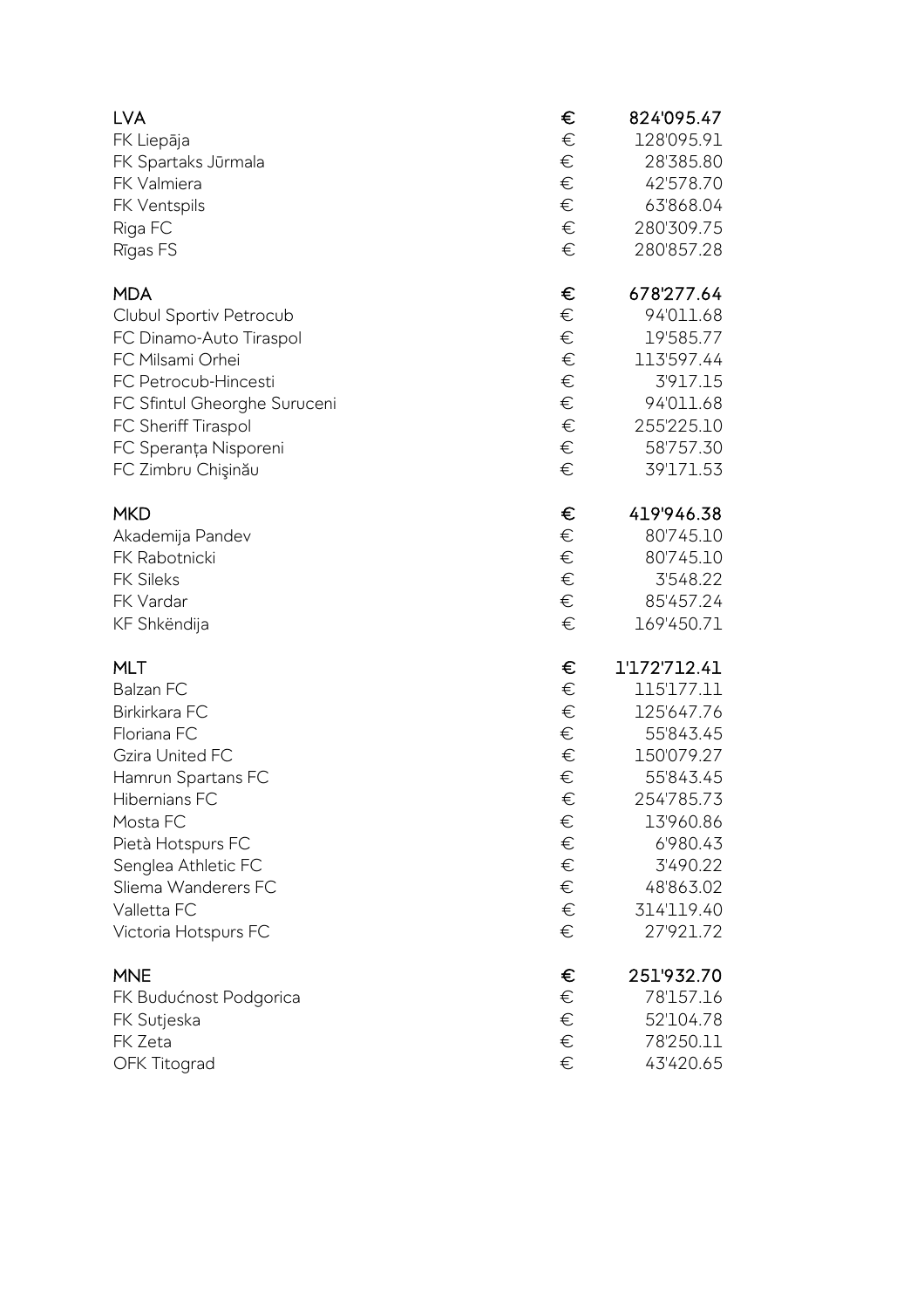| | | |
|---|---|---|
| **LVA** | **€** | **824'095.47** |
| FK Liepāja | € | 128'095.91 |
| FK Spartaks Jūrmala | € | 28'385.80 |
| FK Valmiera | € | 42'578.70 |
| FK Ventspils | € | 63'868.04 |
| Riga FC | € | 280'309.75 |
| Rīgas FS | € | 280'857.28 |
| | | |
| **MDA** | **€** | **678'277.64** |
| Clubul Sportiv Petrocub | € | 94'011.68 |
| FC Dinamo-Auto Tiraspol | € | 19'585.77 |
| FC Milsami Orhei | € | 113'597.44 |
| FC Petrocub-Hincesti | € | 3'917.15 |
| FC Sfintul Gheorghe Suruceni | € | 94'011.68 |
| FC Sheriff Tiraspol | € | 255'225.10 |
| FC Speranța Nisporeni | € | 58'757.30 |
| FC Zimbru Chişinău | € | 39'171.53 |
| | | |
| **MKD** | **€** | **419'946.38** |
| Akademija Pandev | € | 80'745.10 |
| FK Rabotnicki | € | 80'745.10 |
| FK Sileks | € | 3'548.22 |
| FK Vardar | € | 85'457.24 |
| KF Shkëndija | € | 169'450.71 |
| | | |
| **MLT** | **€** | **1'172'712.41** |
| Balzan FC | € | 115'177.11 |
| Birkirkara FC | € | 125'647.76 |
| Floriana FC | € | 55'843.45 |
| Gzira United FC | € | 150'079.27 |
| Hamrun Spartans FC | € | 55'843.45 |
| Hibernians FC | € | 254'785.73 |
| Mosta FC | € | 13'960.86 |
| Pietà Hotspurs FC | € | 6'980.43 |
| Senglea Athletic FC | € | 3'490.22 |
| Sliema Wanderers FC | € | 48'863.02 |
| Valletta FC | € | 314'119.40 |
| Victoria Hotspurs FC | € | 27'921.72 |
| | | |
| **MNE** | **€** | **251'932.70** |
| FK Budućnost Podgorica | € | 78'157.16 |
| FK Sutjeska | € | 52'104.78 |
| FK Zeta | € | 78'250.11 |
| OFK Titograd | € | 43'420.65 |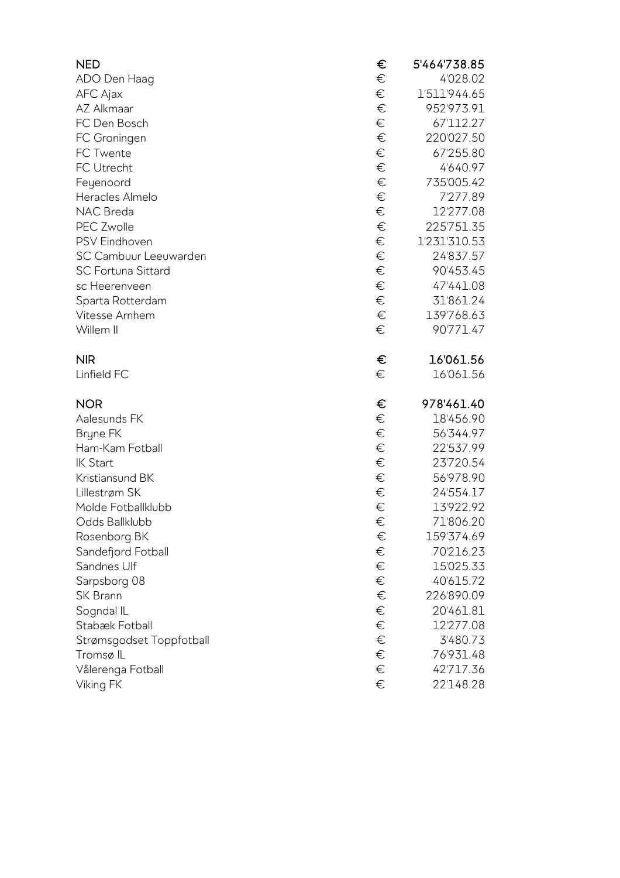| | | |
|---|---|---|
| **NED** | **€** | **5'464'738.85** |
| ADO Den Haag | € | 4'028.02 |
| AFC Ajax | € | 1'511'944.65 |
| AZ Alkmaar | € | 952'973.91 |
| FC Den Bosch | € | 67'112.27 |
| FC Groningen | € | 220'027.50 |
| FC Twente | € | 67'255.80 |
| FC Utrecht | € | 4'640.97 |
| Feyenoord | € | 735'005.42 |
| Heracles Almelo | € | 7'277.89 |
| NAC Breda | € | 12'277.08 |
| PEC Zwolle | € | 225'751.35 |
| PSV Eindhoven | € | 1'231'310.53 |
| SC Cambuur Leeuwarden | € | 24'837.57 |
| SC Fortuna Sittard | € | 90'453.45 |
| sc Heerenveen | € | 47'441.08 |
| Sparta Rotterdam | € | 31'861.24 |
| Vitesse Arnhem | € | 139'768.63 |
| Willem II | € | 90'771.47 |
| | | |
| **NIR** | **€** | **16'061.56** |
| Linfield FC | € | 16'061.56 |
| | | |
| **NOR** | **€** | **978'461.40** |
| Aalesunds FK | € | 18'456.90 |
| Bryne FK | € | 56'344.97 |
| Ham-Kam Fotball | € | 22'537.99 |
| IK Start | € | 23'720.54 |
| Kristiansund BK | € | 56'978.90 |
| Lillestrøm SK | € | 24'554.17 |
| Molde Fotballklubb | € | 13'922.92 |
| Odds Ballklubb | € | 71'806.20 |
| Rosenborg BK | € | 159'374.69 |
| Sandefjord Fotball | € | 70'216.23 |
| Sandnes Ulf | € | 15'025.33 |
| Sarpsborg 08 | € | 40'615.72 |
| SK Brann | € | 226'890.09 |
| Sogndal IL | € | 20'461.81 |
| Stabæk Fotball | € | 12'277.08 |
| Strømsgodset Toppfotball | € | 3'480.73 |
| Tromsø IL | € | 76'931.48 |
| Vålerenga Fotball | € | 42'717.36 |
| Viking FK | € | 22'148.28 |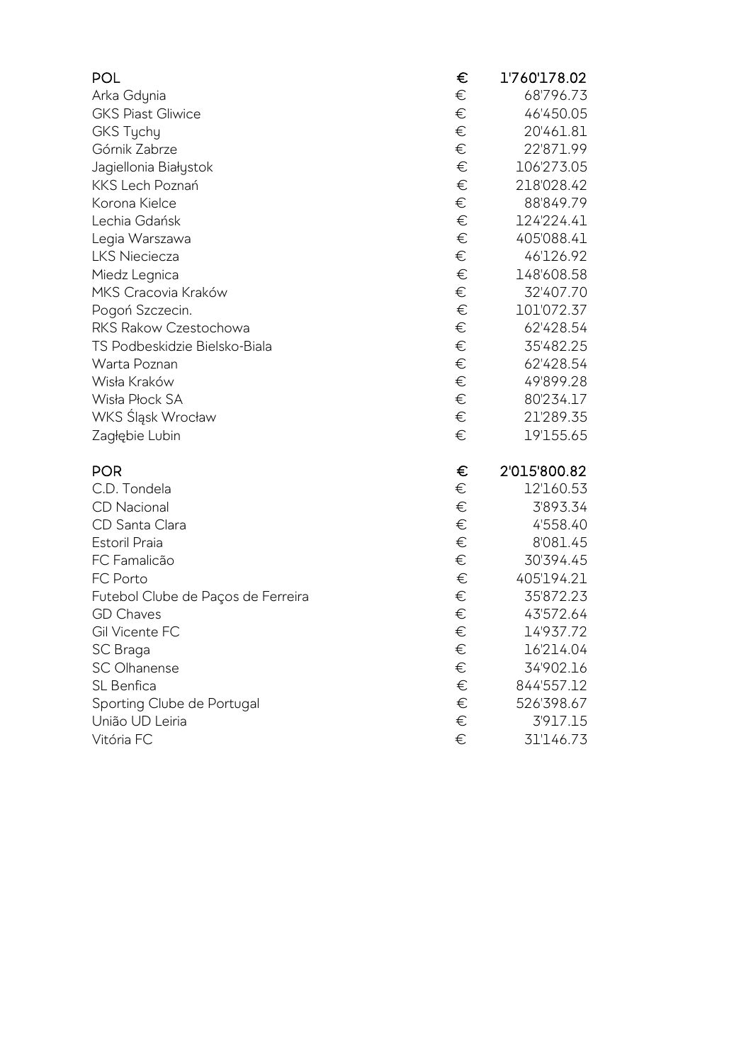| | | |
|---|---|---|
| **POL** | **€** | **1'760'178.02** |
| Arka Gdynia | € | 68'796.73 |
| GKS Piast Gliwice | € | 46'450.05 |
| GKS Tychy | € | 20'461.81 |
| Górnik Zabrze | € | 22'871.99 |
| Jagiellonia Białystok | € | 106'273.05 |
| KKS Lech Poznań | € | 218'028.42 |
| Korona Kielce | € | 88'849.79 |
| Lechia Gdańsk | € | 124'224.41 |
| Legia Warszawa | € | 405'088.41 |
| LKS Nieciecza | € | 46'126.92 |
| Miedz Legnica | € | 148'608.58 |
| MKS Cracovia Kraków | € | 32'407.70 |
| Pogoń Szczecin. | € | 101'072.37 |
| RKS Rakow Czestochowa | € | 62'428.54 |
| TS Podbeskidzie Bielsko-Biala | € | 35'482.25 |
| Warta Poznan | € | 62'428.54 |
| Wisła Kraków | € | 49'899.28 |
| Wisła Płock SA | € | 80'234.17 |
| WKS Śląsk Wrocław | € | 21'289.35 |
| Zagłębie Lubin | € | 19'155.65 |
| | | |
| **POR** | **€** | **2'015'800.82** |
| C.D. Tondela | € | 12'160.53 |
| CD Nacional | € | 3'893.34 |
| CD Santa Clara | € | 4'558.40 |
| Estoril Praia | € | 8'081.45 |
| FC Famalicão | € | 30'394.45 |
| FC Porto | € | 405'194.21 |
| Futebol Clube de Paços de Ferreira | € | 35'872.23 |
| GD Chaves | € | 43'572.64 |
| Gil Vicente FC | € | 14'937.72 |
| SC Braga | € | 16'214.04 |
| SC Olhanense | € | 34'902.16 |
| SL Benfica | € | 844'557.12 |
| Sporting Clube de Portugal | € | 526'398.67 |
| União UD Leiria | € | 3'917.15 |
| Vitória FC | € | 31'146.73 |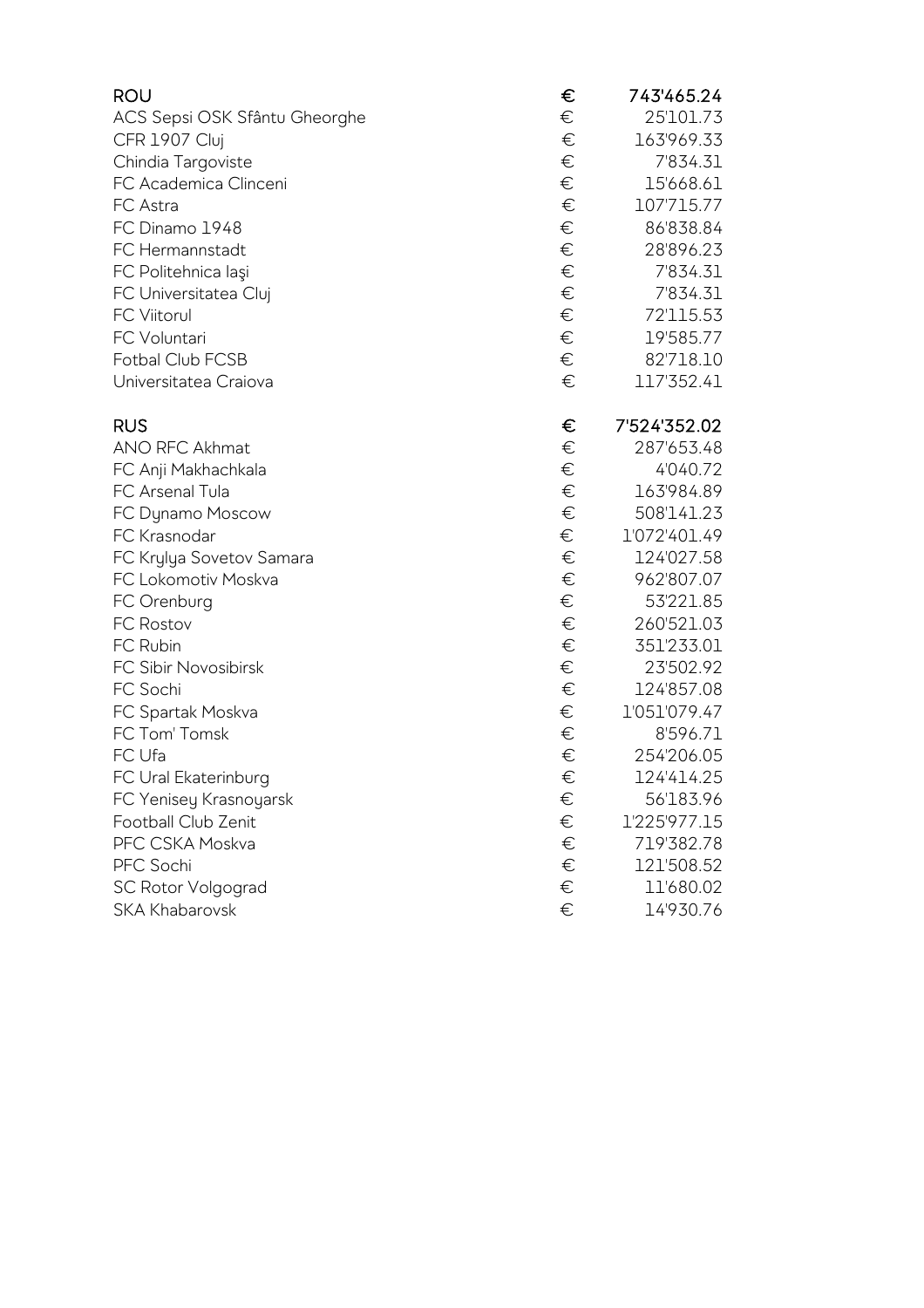| ROU | € | 743'465.24 |
|---|---|---|
| ACS Sepsi OSK Sfântu Gheorghe | € | 25'101.73 |
| CFR 1907 Cluj | € | 163'969.33 |
| Chindia Targoviste | € | 7'834.31 |
| FC Academica Clinceni | € | 15'668.61 |
| FC Astra | € | 107'715.77 |
| FC Dinamo 1948 | € | 86'838.84 |
| FC Hermannstadt | € | 28'896.23 |
| FC Politehnica Iaşi | € | 7'834.31 |
| FC Universitatea Cluj | € | 7'834.31 |
| FC Viitorul | € | 72'115.53 |
| FC Voluntari | € | 19'585.77 |
| Fotbal Club FCSB | € | 82'718.10 |
| Universitatea Craiova | € | 117'352.41 |

| RUS | € | 7'524'352.02 |
|---|---|---|
| ANO RFC Akhmat | € | 287'653.48 |
| FC Anji Makhachkala | € | 4'040.72 |
| FC Arsenal Tula | € | 163'984.89 |
| FC Dynamo Moscow | € | 508'141.23 |
| FC Krasnodar | € | 1'072'401.49 |
| FC Krylya Sovetov Samara | € | 124'027.58 |
| FC Lokomotiv Moskva | € | 962'807.07 |
| FC Orenburg | € | 53'221.85 |
| FC Rostov | € | 260'521.03 |
| FC Rubin | € | 351'233.01 |
| FC Sibir Novosibirsk | € | 23'502.92 |
| FC Sochi | € | 124'857.08 |
| FC Spartak Moskva | € | 1'051'079.47 |
| FC Tom' Tomsk | € | 8'596.71 |
| FC Ufa | € | 254'206.05 |
| FC Ural Ekaterinburg | € | 124'414.25 |
| FC Yenisey Krasnoyarsk | € | 56'183.96 |
| Football Club Zenit | € | 1'225'977.15 |
| PFC CSKA Moskva | € | 719'382.78 |
| PFC Sochi | € | 121'508.52 |
| SC Rotor Volgograd | € | 11'680.02 |
| SKA Khabarovsk | € | 14'930.76 |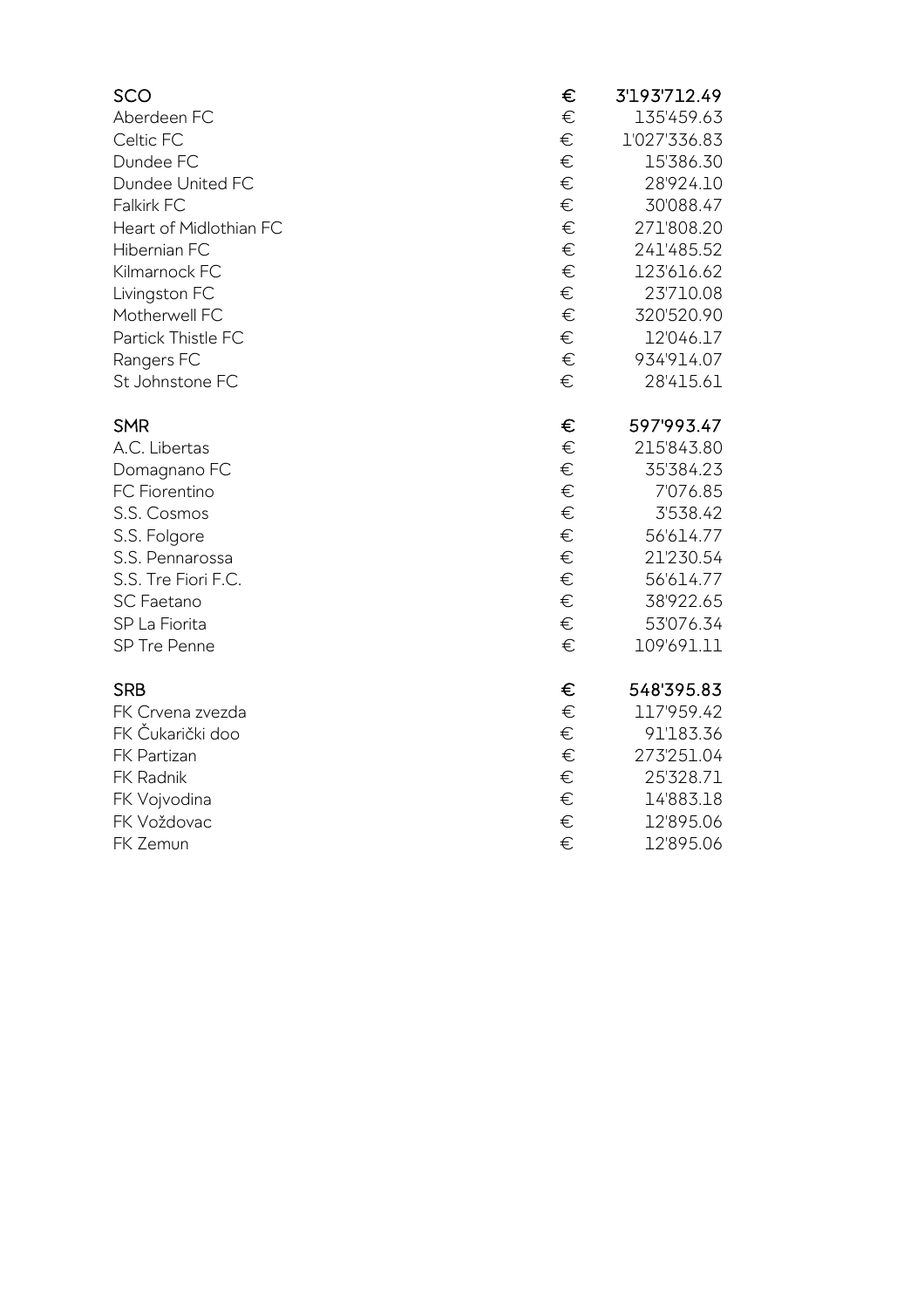| | | |
|---|---|---|
| **SCO** | **€** | **3'193'712.49** |
| Aberdeen FC | € | 135'459.63 |
| Celtic FC | € | 1'027'336.83 |
| Dundee FC | € | 15'386.30 |
| Dundee United FC | € | 28'924.10 |
| Falkirk FC | € | 30'088.47 |
| Heart of Midlothian FC | € | 271'808.20 |
| Hibernian FC | € | 241'485.52 |
| Kilmarnock FC | € | 123'616.62 |
| Livingston FC | € | 23'710.08 |
| Motherwell FC | € | 320'520.90 |
| Partick Thistle FC | € | 12'046.17 |
| Rangers FC | € | 934'914.07 |
| St Johnstone FC | € | 28'415.61 |
| | | |
| **SMR** | **€** | **597'993.47** |
| A.C. Libertas | € | 215'843.80 |
| Domagnano FC | € | 35'384.23 |
| FC Fiorentino | € | 7'076.85 |
| S.S. Cosmos | € | 3'538.42 |
| S.S. Folgore | € | 56'614.77 |
| S.S. Pennarossa | € | 21'230.54 |
| S.S. Tre Fiori F.C. | € | 56'614.77 |
| SC Faetano | € | 38'922.65 |
| SP La Fiorita | € | 53'076.34 |
| SP Tre Penne | € | 109'691.11 |
| | | |
| **SRB** | **€** | **548'395.83** |
| FK Crvena zvezda | € | 117'959.42 |
| FK Čukarički doo | € | 91'183.36 |
| FK Partizan | € | 273'251.04 |
| FK Radnik | € | 25'328.71 |
| FK Vojvodina | € | 14'883.18 |
| FK Voždovac | € | 12'895.06 |
| FK Zemun | € | 12'895.06 |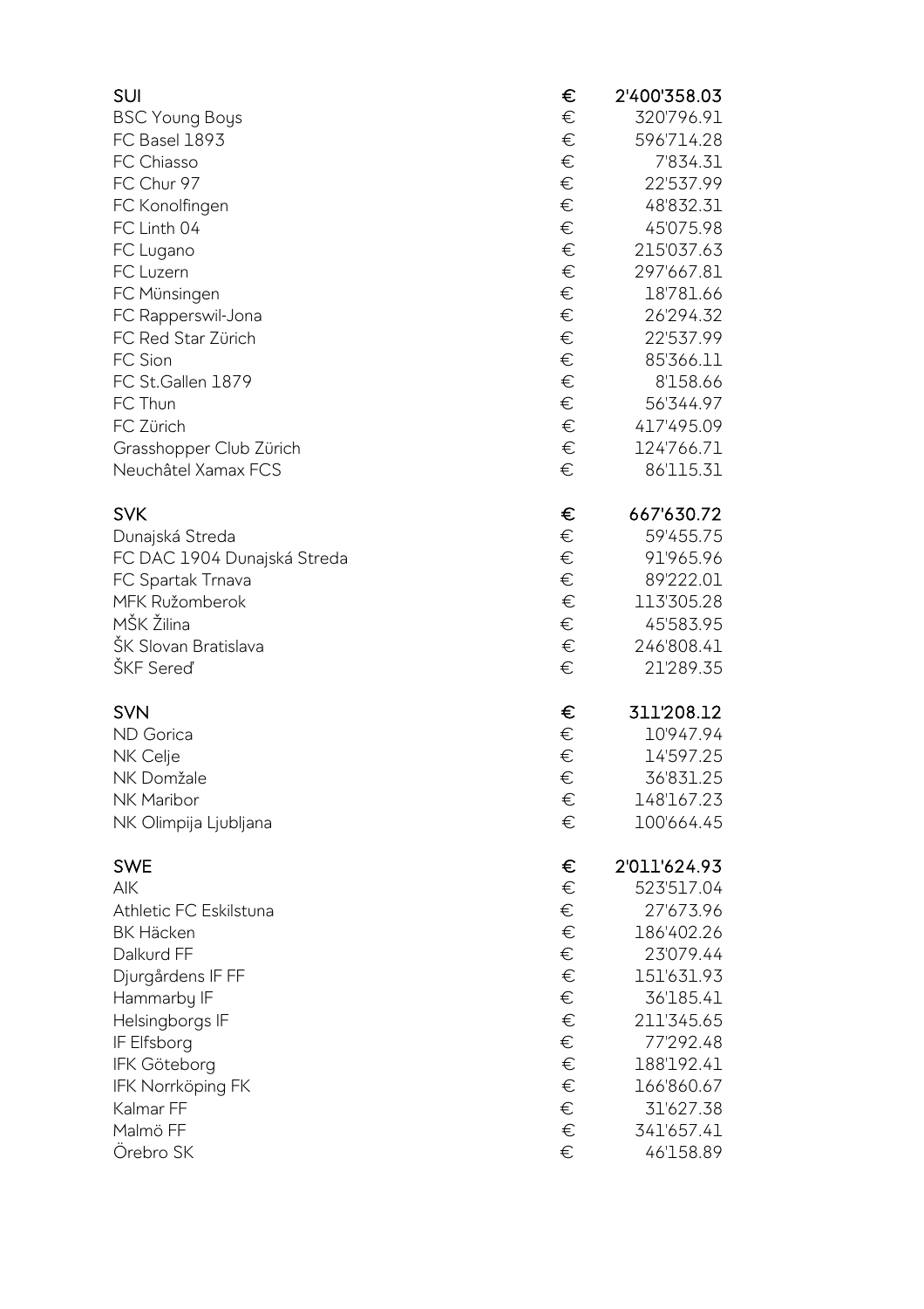| | | |
|---|---|---|
| **SUI** | **€** | **2'400'358.03** |
| BSC Young Boys | € | 320'796.91 |
| FC Basel 1893 | € | 596'714.28 |
| FC Chiasso | € | 7'834.31 |
| FC Chur 97 | € | 22'537.99 |
| FC Konolfingen | € | 48'832.31 |
| FC Linth 04 | € | 45'075.98 |
| FC Lugano | € | 215'037.63 |
| FC Luzern | € | 297'667.81 |
| FC Münsingen | € | 18'781.66 |
| FC Rapperswil-Jona | € | 26'294.32 |
| FC Red Star Zürich | € | 22'537.99 |
| FC Sion | € | 85'366.11 |
| FC St.Gallen 1879 | € | 8'158.66 |
| FC Thun | € | 56'344.97 |
| FC Zürich | € | 417'495.09 |
| Grasshopper Club Zürich | € | 124'766.71 |
| Neuchâtel Xamax FCS | € | 86'115.31 |
| | | |
| **SVK** | **€** | **667'630.72** |
| Dunajská Streda | € | 59'455.75 |
| FC DAC 1904 Dunajská Streda | € | 91'965.96 |
| FC Spartak Trnava | € | 89'222.01 |
| MFK Ružomberok | € | 113'305.28 |
| MŠK Žilina | € | 45'583.95 |
| ŠK Slovan Bratislava | € | 246'808.41 |
| ŠKF Sereď | € | 21'289.35 |
| | | |
| **SVN** | **€** | **311'208.12** |
| ND Gorica | € | 10'947.94 |
| NK Celje | € | 14'597.25 |
| NK Domžale | € | 36'831.25 |
| NK Maribor | € | 148'167.23 |
| NK Olimpija Ljubljana | € | 100'664.45 |
| | | |
| **SWE** | **€** | **2'011'624.93** |
| AIK | € | 523'517.04 |
| Athletic FC Eskilstuna | € | 27'673.96 |
| BK Häcken | € | 186'402.26 |
| Dalkurd FF | € | 23'079.44 |
| Djurgårdens IF FF | € | 151'631.93 |
| Hammarby IF | € | 36'185.41 |
| Helsingborgs IF | € | 211'345.65 |
| IF Elfsborg | € | 77'292.48 |
| IFK Göteborg | € | 188'192.41 |
| IFK Norrköping FK | € | 166'860.67 |
| Kalmar FF | € | 31'627.38 |
| Malmö FF | € | 341'657.41 |
| Örebro SK | € | 46'158.89 |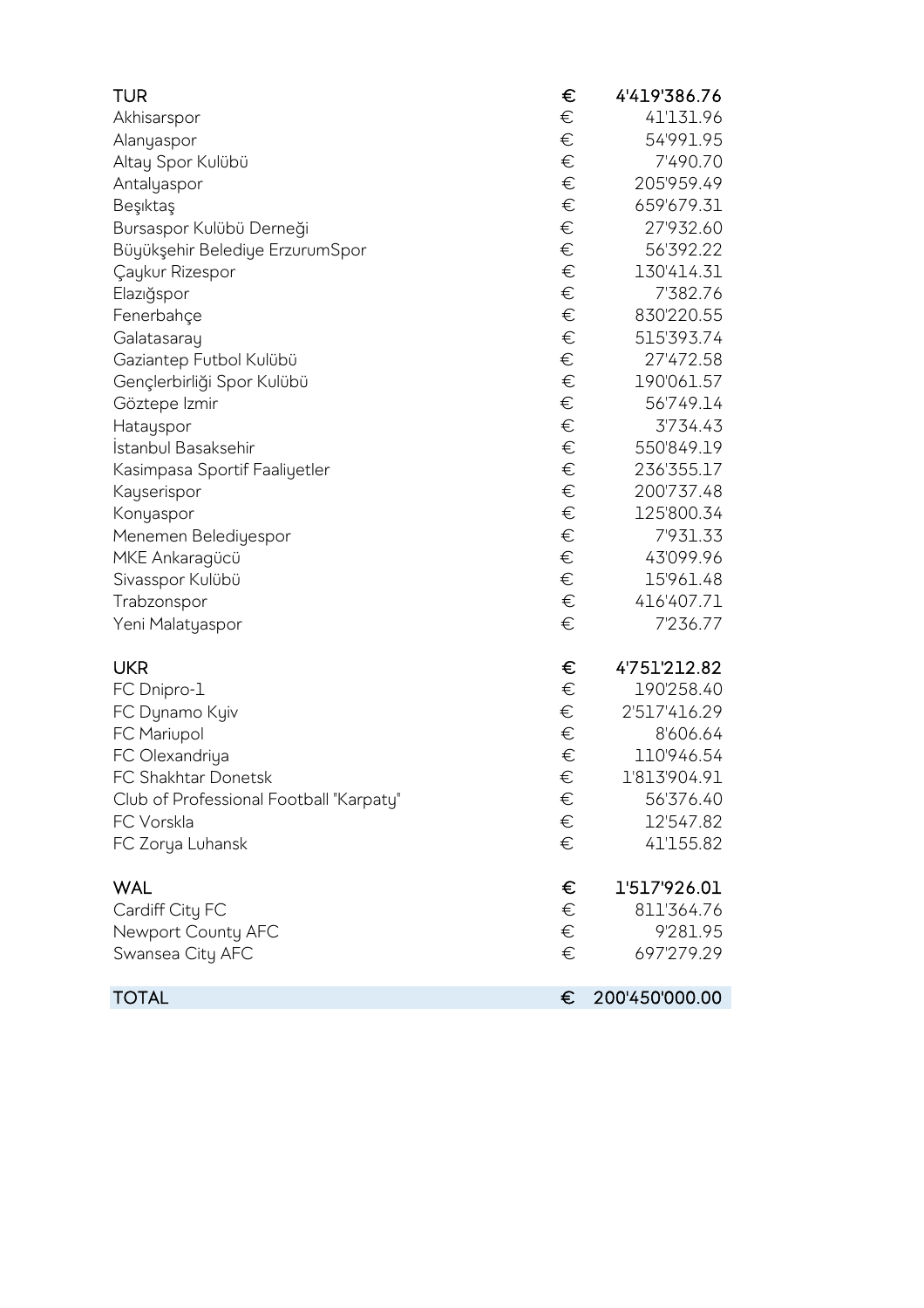| | | |
|---|---|---|
| **TUR** | **€** | **4'419'386.76** |
| Akhisarspor | € | 41'131.96 |
| Alanyaspor | € | 54'991.95 |
| Altay Spor Kulübü | € | 7'490.70 |
| Antalyaspor | € | 205'959.49 |
| Beşiktaş | € | 659'679.31 |
| Bursaspor Kulübü Derneği | € | 27'932.60 |
| Büyükşehir Belediye ErzurumSpor | € | 56'392.22 |
| Çaykur Rizespor | € | 130'414.31 |
| Elazığspor | € | 7'382.76 |
| Fenerbahçe | € | 830'220.55 |
| Galatasaray | € | 515'393.74 |
| Gaziantep Futbol Kulübü | € | 27'472.58 |
| Gençlerbirliği Spor Kulübü | € | 190'061.57 |
| Göztepe Izmir | € | 56'749.14 |
| Hatayspor | € | 3'734.43 |
| İstanbul Basaksehir | € | 550'849.19 |
| Kasimpasa Sportif Faaliyetler | € | 236'355.17 |
| Kayserispor | € | 200'737.48 |
| Konyaspor | € | 125'800.34 |
| Menemen Belediyespor | € | 7'931.33 |
| MKE Ankaragücü | € | 43'099.96 |
| Sivasspor Kulübü | € | 15'961.48 |
| Trabzonspor | € | 416'407.71 |
| Yeni Malatyaspor | € | 7'236.77 |
| | | |
| **UKR** | **€** | **4'751'212.82** |
| FC Dnipro-1 | € | 190'258.40 |
| FC Dynamo Kyiv | € | 2'517'416.29 |
| FC Mariupol | € | 8'606.64 |
| FC Olexandriya | € | 110'946.54 |
| FC Shakhtar Donetsk | € | 1'813'904.91 |
| Club of Professional Football "Karpaty" | € | 56'376.40 |
| FC Vorskla | € | 12'547.82 |
| FC Zorya Luhansk | € | 41'155.82 |
| | | |
| **WAL** | **€** | **1'517'926.01** |
| Cardiff City FC | € | 811'364.76 |
| Newport County AFC | € | 9'281.95 |
| Swansea City AFC | € | 697'279.29 |
| | | |
| **TOTAL** | **€** | **200'450'000.00** |